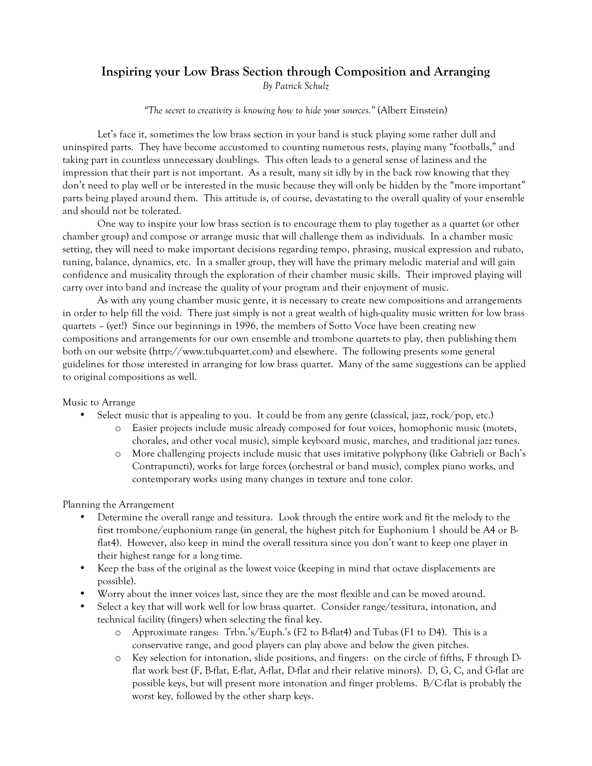# Inspiring your Low Brass Section through Composition and Arranging

*By Patrick Schulz*

*"The secret to creativity is knowing how to hide your sources."* (Albert Einstein)

Let's face it, sometimes the low brass section in your band is stuck playing some rather dull and uninspired parts. They have become accustomed to counting numerous rests, playing many "footballs," and taking part in countless unnecessary doublings. This often leads to a general sense of laziness and the impression that their part is not important. As a result, many sit idly by in the back row knowing that they don't need to play well or be interested in the music because they will only be hidden by the "more important" parts being played around them. This attitude is, of course, devastating to the overall quality of your ensemble and should not be tolerated.

One way to inspire your low brass section is to encourage them to play together as a quartet (or other chamber group) and compose or arrange music that will challenge them as individuals. In a chamber music setting, they will need to make important decisions regarding tempo, phrasing, musical expression and rubato, tuning, balance, dynamics, etc. In a smaller group, they will have the primary melodic material and will gain confidence and musicality through the exploration of their chamber music skills. Their improved playing will carry over into band and increase the quality of your program and their enjoyment of music.

As with any young chamber music genre, it is necessary to create new compositions and arrangements in order to help fill the void. There just simply is not a great wealth of high-quality music written for low brass quartets – (yet!) Since our beginnings in 1996, the members of Sotto Voce have been creating new compositions and arrangements for our own ensemble and trombone quartets to play, then publishing them both on our website (http://www.tubquartet.com) and elsewhere. The following presents some general guidelines for those interested in arranging for low brass quartet. Many of the same suggestions can be applied to original compositions as well.

Music to Arrange

- Select music that is appealing to you. It could be from any genre (classical, jazz, rock/pop, etc.)
  - Easier projects include music already composed for four voices, homophonic music (motets, chorales, and other vocal music), simple keyboard music, marches, and traditional jazz tunes.
  - More challenging projects include music that uses imitative polyphony (like Gabrieli or Bach's Contrapuncti), works for large forces (orchestral or band music), complex piano works, and contemporary works using many changes in texture and tone color.

Planning the Arrangement

- Determine the overall range and tessitura. Look through the entire work and fit the melody to the first trombone/euphonium range (in general, the highest pitch for Euphonium 1 should be A4 or B-flat4). However, also keep in mind the overall tessitura since you don't want to keep one player in their highest range for a long time.
- Keep the bass of the original as the lowest voice (keeping in mind that octave displacements are possible).
- Worry about the inner voices last, since they are the most flexible and can be moved around.
- Select a key that will work well for low brass quartet. Consider range/tessitura, intonation, and technical facility (fingers) when selecting the final key.
  - Approximate ranges: Trbn.'s/Euph.'s (F2 to B-flat4) and Tubas (F1 to D4). This is a conservative range, and good players can play above and below the given pitches.
  - Key selection for intonation, slide positions, and fingers: on the circle of fifths, F through D-flat work best (F, B-flat, E-flat, A-flat, D-flat and their relative minors). D, G, C, and G-flat are possible keys, but will present more intonation and finger problems. B/C-flat is probably the worst key, followed by the other sharp keys.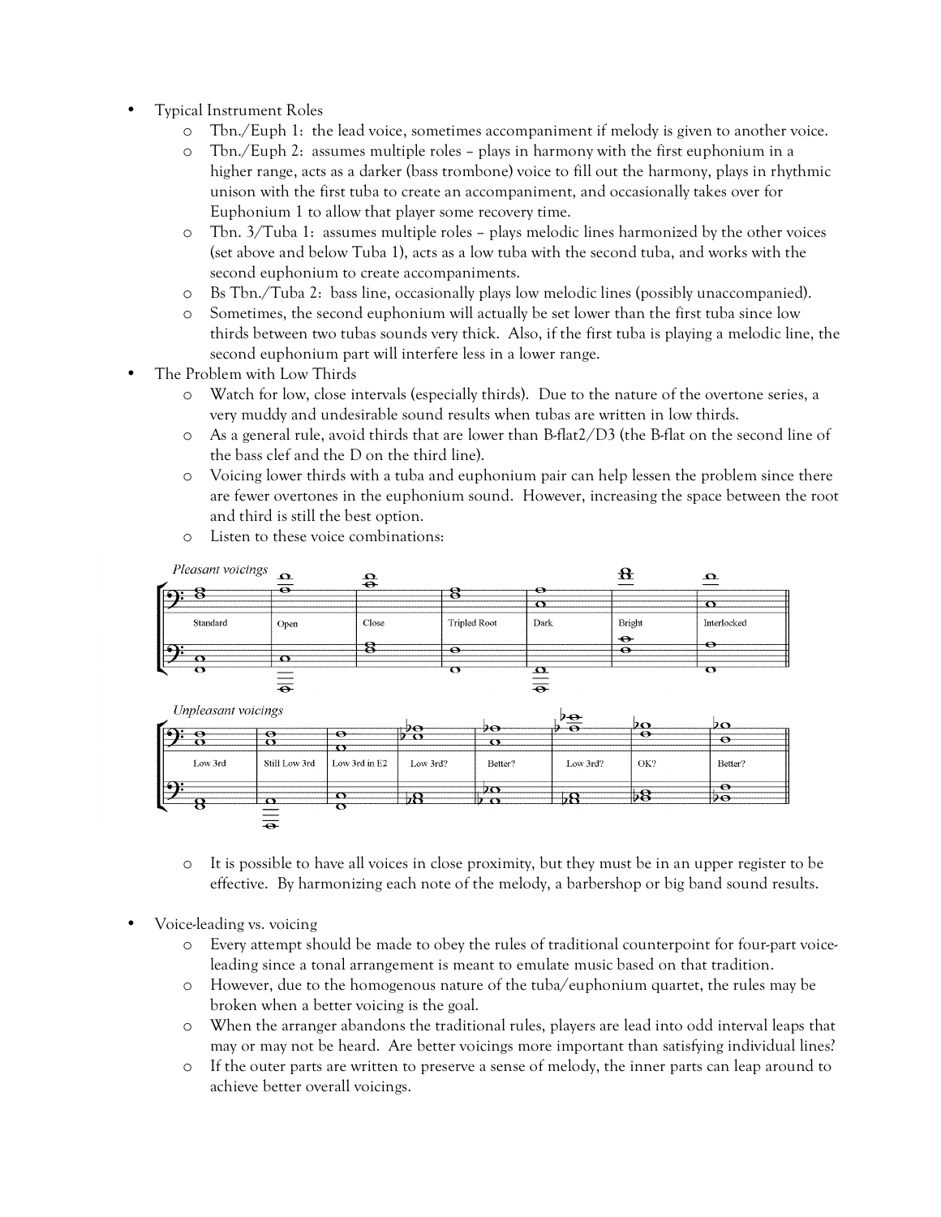- Typical Instrument Roles
  - Tbn./Euph 1: the lead voice, sometimes accompaniment if melody is given to another voice.
  - Tbn./Euph 2: assumes multiple roles – plays in harmony with the first euphonium in a higher range, acts as a darker (bass trombone) voice to fill out the harmony, plays in rhythmic unison with the first tuba to create an accompaniment, and occasionally takes over for Euphonium 1 to allow that player some recovery time.
  - Tbn. 3/Tuba 1: assumes multiple roles – plays melodic lines harmonized by the other voices (set above and below Tuba 1), acts as a low tuba with the second tuba, and works with the second euphonium to create accompaniments.
  - Bs Tbn./Tuba 2: bass line, occasionally plays low melodic lines (possibly unaccompanied).
  - Sometimes, the second euphonium will actually be set lower than the first tuba since low thirds between two tubas sounds very thick. Also, if the first tuba is playing a melodic line, the second euphonium part will interfere less in a lower range.
- The Problem with Low Thirds
  - Watch for low, close intervals (especially thirds). Due to the nature of the overtone series, a very muddy and undesirable sound results when tubas are written in low thirds.
  - As a general rule, avoid thirds that are lower than B-flat2/D3 (the B-flat on the second line of the bass clef and the D on the third line).
  - Voicing lower thirds with a tuba and euphonium pair can help lessen the problem since there are fewer overtones in the euphonium sound. However, increasing the space between the root and third is still the best option.
  - Listen to these voice combinations:

*Pleasant voicings*

Standard | Open | Close | Tripled Root | Dark | Bright | Interlocked

*Unpleasant voicings*

Low 3rd | Still Low 3rd | Low 3rd in E2 | Low 3rd? | Better? | Low 3rd? | OK? | Better?

  - It is possible to have all voices in close proximity, but they must be in an upper register to be effective. By harmonizing each note of the melody, a barbershop or big band sound results.

- Voice-leading vs. voicing
  - Every attempt should be made to obey the rules of traditional counterpoint for four-part voice-leading since a tonal arrangement is meant to emulate music based on that tradition.
  - However, due to the homogenous nature of the tuba/euphonium quartet, the rules may be broken when a better voicing is the goal.
  - When the arranger abandons the traditional rules, players are lead into odd interval leaps that may or may not be heard. Are better voicings more important than satisfying individual lines?
  - If the outer parts are written to preserve a sense of melody, the inner parts can leap around to achieve better overall voicings.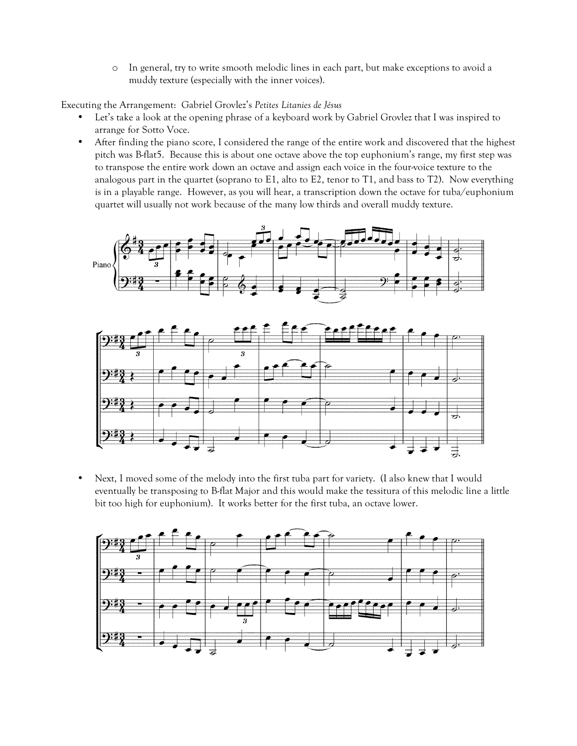- In general, try to write smooth melodic lines in each part, but make exceptions to avoid a muddy texture (especially with the inner voices).

Executing the Arrangement: Gabriel Grovlez's *Petites Litanies de Jésus*

- Let's take a look at the opening phrase of a keyboard work by Gabriel Grovlez that I was inspired to arrange for Sotto Voce.
- After finding the piano score, I considered the range of the entire work and discovered that the highest pitch was B-flat5. Because this is about one octave above the top euphonium's range, my first step was to transpose the entire work down an octave and assign each voice in the four-voice texture to the analogous part in the quartet (soprano to E1, alto to E2, tenor to T1, and bass to T2). Now everything is in a playable range. However, as you will hear, a transcription down the octave for tuba/euphonium quartet will usually not work because of the many low thirds and overall muddy texture.

- Next, I moved some of the melody into the first tuba part for variety. (I also knew that I would eventually be transposing to B-flat Major and this would make the tessitura of this melodic line a little bit too high for euphonium). It works better for the first tuba, an octave lower.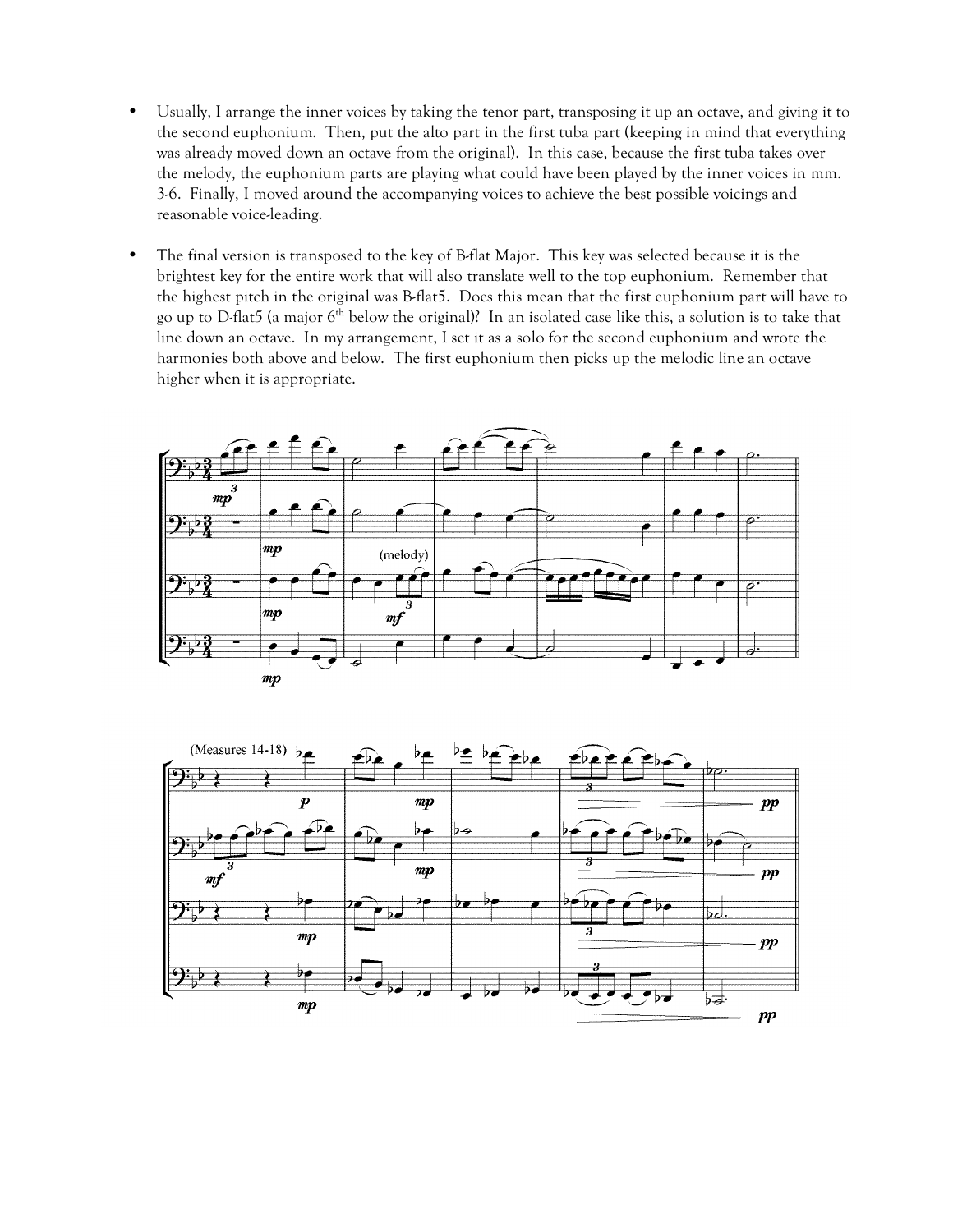- Usually, I arrange the inner voices by taking the tenor part, transposing it up an octave, and giving it to the second euphonium. Then, put the alto part in the first tuba part (keeping in mind that everything was already moved down an octave from the original). In this case, because the first tuba takes over the melody, the euphonium parts are playing what could have been played by the inner voices in mm. 3-6. Finally, I moved around the accompanying voices to achieve the best possible voicings and reasonable voice-leading.

- The final version is transposed to the key of B-flat Major. This key was selected because it is the brightest key for the entire work that will also translate well to the top euphonium. Remember that the highest pitch in the original was B-flat5. Does this mean that the first euphonium part will have to go up to D-flat5 (a major 6th below the original)? In an isolated case like this, a solution is to take that line down an octave. In my arrangement, I set it as a solo for the second euphonium and wrote the harmonies both above and below. The first euphonium then picks up the melodic line an octave higher when it is appropriate.

(melody)

(Measures 14-18)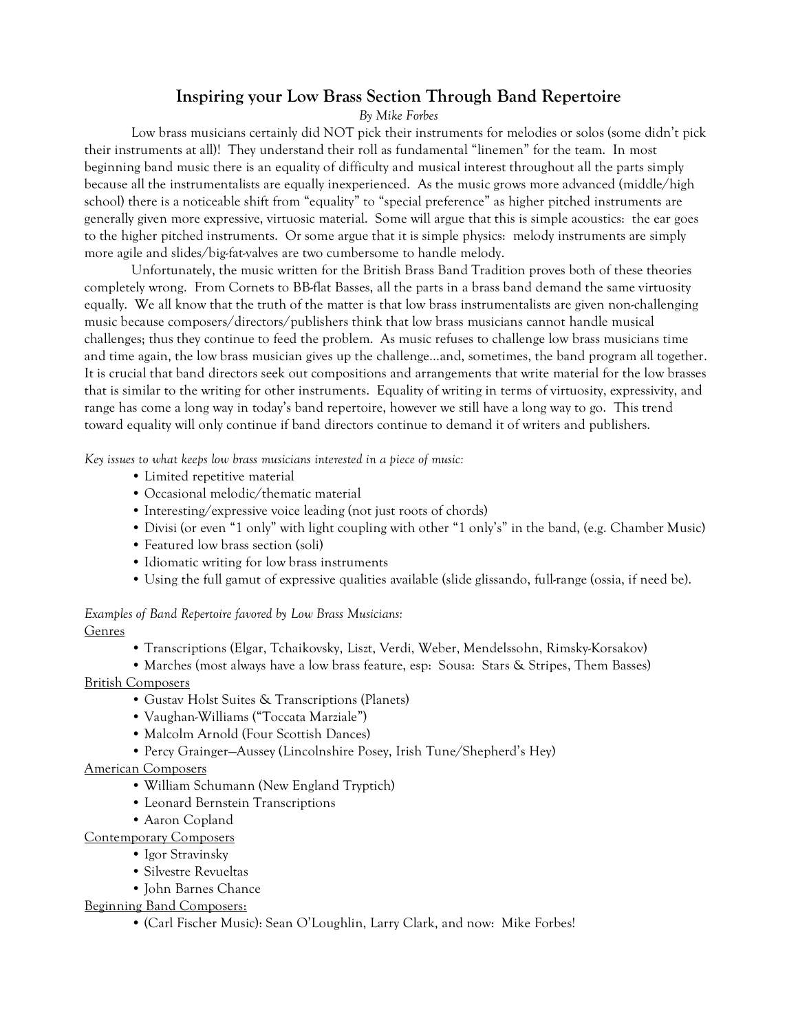# Inspiring your Low Brass Section Through Band Repertoire

*By Mike Forbes*

Low brass musicians certainly did NOT pick their instruments for melodies or solos (some didn't pick their instruments at all)! They understand their roll as fundamental "linemen" for the team. In most beginning band music there is an equality of difficulty and musical interest throughout all the parts simply because all the instrumentalists are equally inexperienced. As the music grows more advanced (middle/high school) there is a noticeable shift from "equality" to "special preference" as higher pitched instruments are generally given more expressive, virtuosic material. Some will argue that this is simple acoustics: the ear goes to the higher pitched instruments. Or some argue that it is simple physics: melody instruments are simply more agile and slides/big-fat-valves are two cumbersome to handle melody.

Unfortunately, the music written for the British Brass Band Tradition proves both of these theories completely wrong. From Cornets to BB-flat Basses, all the parts in a brass band demand the same virtuosity equally. We all know that the truth of the matter is that low brass instrumentalists are given non-challenging music because composers/directors/publishers think that low brass musicians cannot handle musical challenges; thus they continue to feed the problem. As music refuses to challenge low brass musicians time and time again, the low brass musician gives up the challenge…and, sometimes, the band program all together. It is crucial that band directors seek out compositions and arrangements that write material for the low brasses that is similar to the writing for other instruments. Equality of writing in terms of virtuosity, expressivity, and range has come a long way in today's band repertoire, however we still have a long way to go. This trend toward equality will only continue if band directors continue to demand it of writers and publishers.

*Key issues to what keeps low brass musicians interested in a piece of music:*

- Limited repetitive material
- Occasional melodic/thematic material
- Interesting/expressive voice leading (not just roots of chords)
- Divisi (or even "1 only" with light coupling with other "1 only's" in the band, (e.g. Chamber Music)
- Featured low brass section (soli)
- Idiomatic writing for low brass instruments
- Using the full gamut of expressive qualities available (slide glissando, full-range (ossia, if need be).

*Examples of Band Repertoire favored by Low Brass Musicians:*

<u>Genres</u>

- Transcriptions (Elgar, Tchaikovsky, Liszt, Verdi, Weber, Mendelssohn, Rimsky-Korsakov)
- Marches (most always have a low brass feature, esp: Sousa: Stars & Stripes, Them Basses)

<u>British Composers</u>

- Gustav Holst Suites & Transcriptions (Planets)
- Vaughan-Williams ("Toccata Marziale")
- Malcolm Arnold (Four Scottish Dances)
- Percy Grainger—Aussey (Lincolnshire Posey, Irish Tune/Shepherd's Hey)

<u>American Composers</u>

- William Schumann (New England Tryptich)
- Leonard Bernstein Transcriptions
- Aaron Copland

<u>Contemporary Composers</u>

- Igor Stravinsky
- Silvestre Revueltas
- John Barnes Chance

<u>Beginning Band Composers:</u>

- (Carl Fischer Music): Sean O'Loughlin, Larry Clark, and now: Mike Forbes!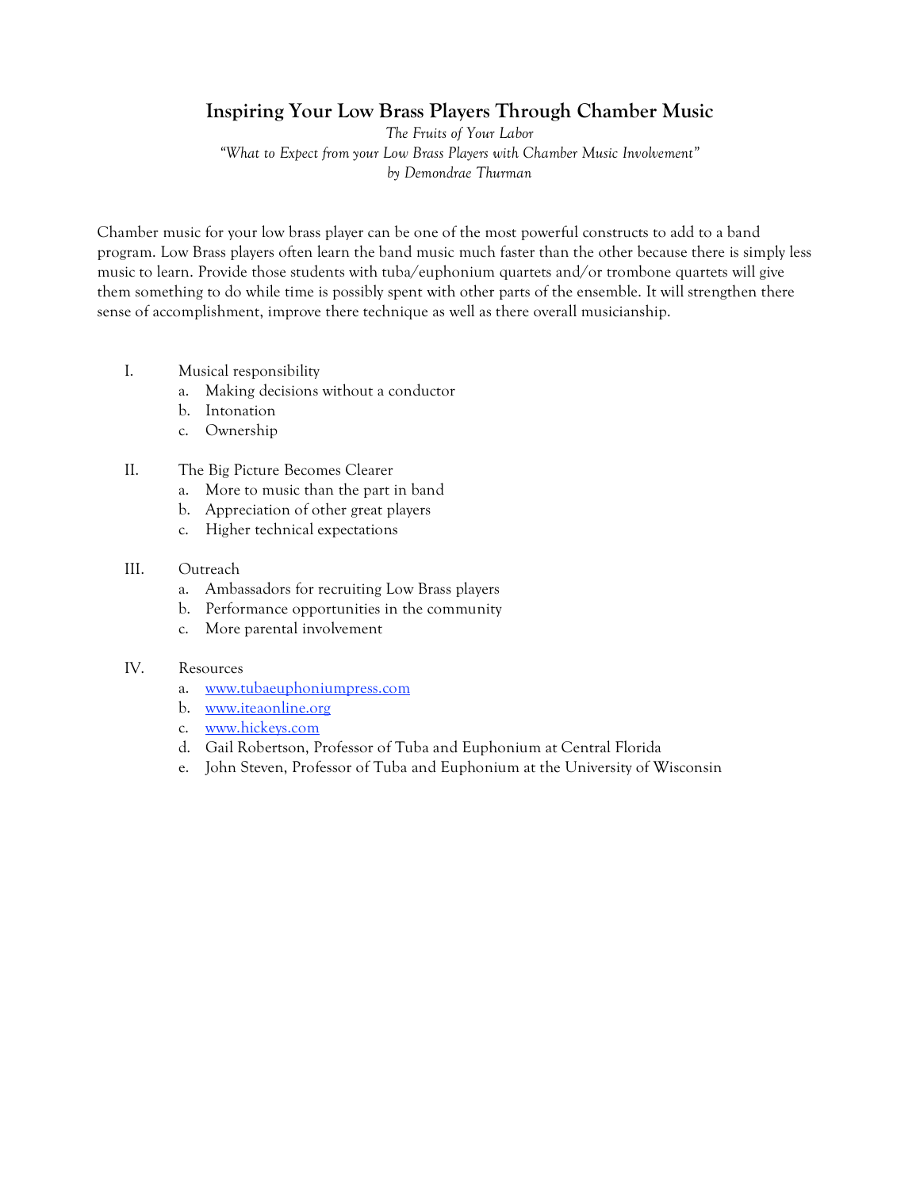# Inspiring Your Low Brass Players Through Chamber Music

*The Fruits of Your Labor*

*"What to Expect from your Low Brass Players with Chamber Music Involvement"*

*by Demondrae Thurman*

Chamber music for your low brass player can be one of the most powerful constructs to add to a band program. Low Brass players often learn the band music much faster than the other because there is simply less music to learn. Provide those students with tuba/euphonium quartets and/or trombone quartets will give them something to do while time is possibly spent with other parts of the ensemble. It will strengthen there sense of accomplishment, improve there technique as well as there overall musicianship.

I. Musical responsibility
   a. Making decisions without a conductor
   b. Intonation
   c. Ownership

II. The Big Picture Becomes Clearer
   a. More to music than the part in band
   b. Appreciation of other great players
   c. Higher technical expectations

III. Outreach
   a. Ambassadors for recruiting Low Brass players
   b. Performance opportunities in the community
   c. More parental involvement

IV. Resources
   a. www.tubaeuphoniumpress.com
   b. www.iteaonline.org
   c. www.hickeys.com
   d. Gail Robertson, Professor of Tuba and Euphonium at Central Florida
   e. John Steven, Professor of Tuba and Euphonium at the University of Wisconsin